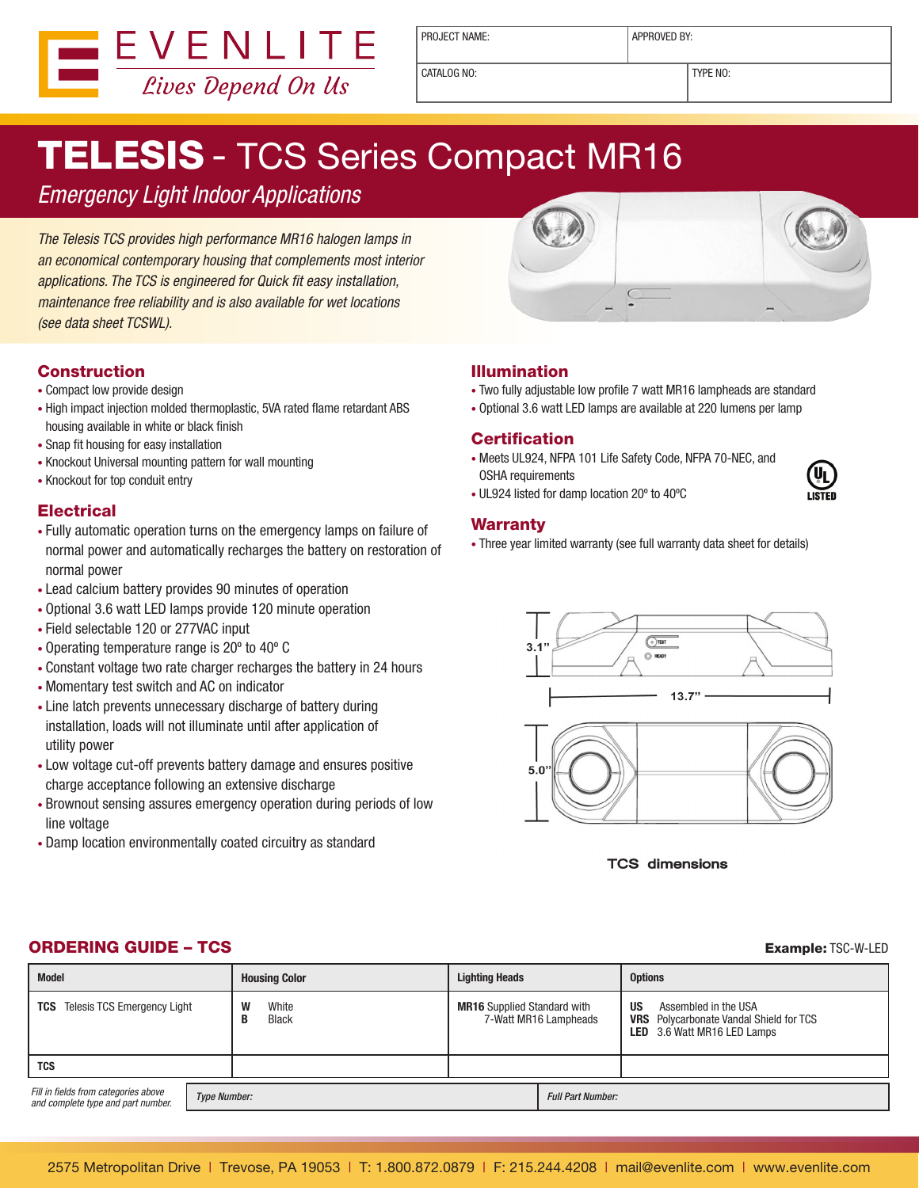EVENLITE
*Lives Depend On Us*

| PROJECT NAME: | APPROVED BY: |
|---|---|
| CATALOG NO: | TYPE NO: |

# TELESIS - TCS Series Compact MR16

*Emergency Light Indoor Applications*

*The Telesis TCS provides high performance MR16 halogen lamps in an economical contemporary housing that complements most interior applications. The TCS is engineered for Quick fit easy installation, maintenance free reliability and is also available for wet locations (see data sheet TCSWL).*

## Construction

- Compact low provide design
- High impact injection molded thermoplastic, 5VA rated flame retardant ABS housing available in white or black finish
- Snap fit housing for easy installation
- Knockout Universal mounting pattern for wall mounting
- Knockout for top conduit entry

## Electrical

- Fully automatic operation turns on the emergency lamps on failure of normal power and automatically recharges the battery on restoration of normal power
- Lead calcium battery provides 90 minutes of operation
- Optional 3.6 watt LED lamps provide 120 minute operation
- Field selectable 120 or 277VAC input
- Operating temperature range is 20º to 40º C
- Constant voltage two rate charger recharges the battery in 24 hours
- Momentary test switch and AC on indicator
- Line latch prevents unnecessary discharge of battery during installation, loads will not illuminate until after application of utility power
- Low voltage cut-off prevents battery damage and ensures positive charge acceptance following an extensive discharge
- Brownout sensing assures emergency operation during periods of low line voltage
- Damp location environmentally coated circuitry as standard

## Illumination

- Two fully adjustable low profile 7 watt MR16 lampheads are standard
- Optional 3.6 watt LED lamps are available at 220 lumens per lamp

## Certification

- Meets UL924, NFPA 101 Life Safety Code, NFPA 70-NEC, and OSHA requirements
- UL924 listed for damp location 20º to 40ºC

UL LISTED

## Warranty

- Three year limited warranty (see full warranty data sheet for details)

3.1"
13.7"
5.0"

**TCS dimensions**

## ORDERING GUIDE – TCS

**Example:** TSC-W-LED

| Model | Housing Color | Lighting Heads | Options |
|---|---|---|---|
| **TCS** Telesis TCS Emergency Light | **W** White<br>**B** Black | **MR16** Supplied Standard with 7-Watt MR16 Lampheads | **US** Assembled in the USA<br>**VRS** Polycarbonate Vandal Shield for TCS<br>**LED** 3.6 Watt MR16 LED Lamps |
| **TCS** | | | |

| *Fill in fields from categories above and complete type and part number.* | *Type Number:* | *Full Part Number:* |
|---|---|---|

2575 Metropolitan Drive | Trevose, PA 19053 | T: 1.800.872.0879 | F: 215.244.4208 | mail@evenlite.com | www.evenlite.com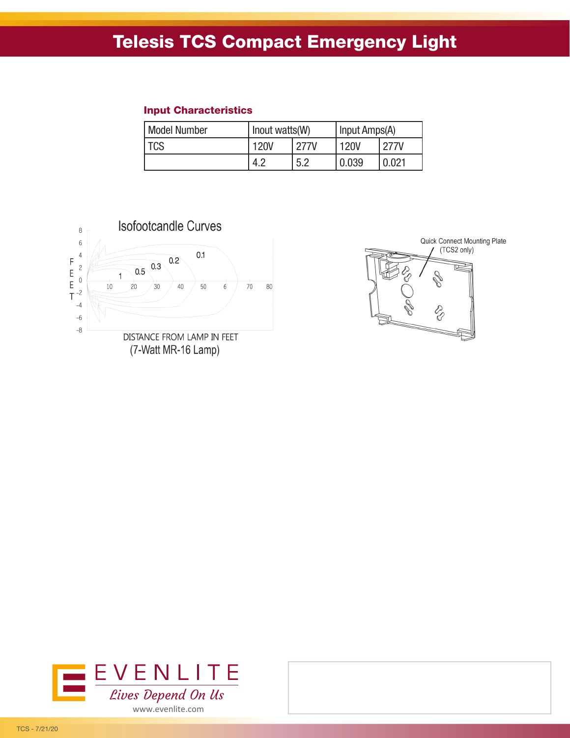# Telesis TCS Compact Emergency Light

### Input Characteristics

| Model Number | Inout watts(W) | | Input Amps(A) | |
|---|---|---|---|---|
| TCS | 120V | 277V | 120V | 277V |
| | 4.2 | 5.2 | 0.039 | 0.021 |

Isofootcandle Curves

FEET

8
6
4
2
0
-2
-4
-6
-8

10
20
30
40
50
6
70
80

1
0.5
0.3
0.2
0.1

DISTANCE FROM LAMP IN FEET

(7-Watt MR-16 Lamp)

Quick Connect Mounting Plate
(TCS2 only)

EVENLITE

*Lives Depend On Us*

www.evenlite.com

TCS - 7/21/20